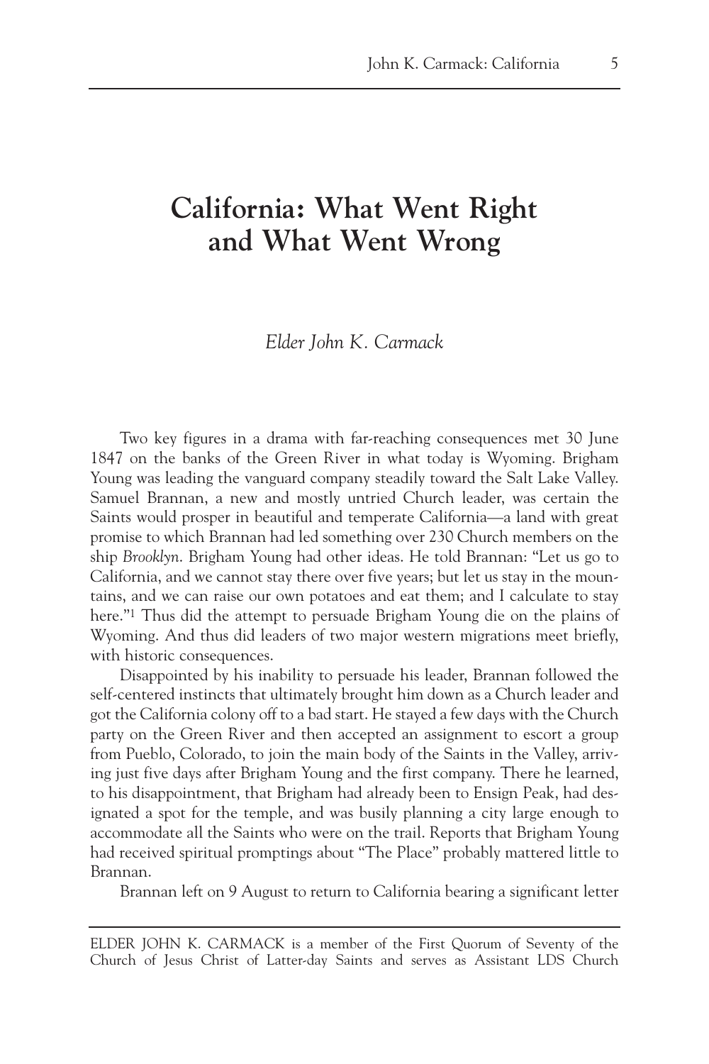# California: What Went Right and What Went Wrong

*Elder John K. Carmack*

Two key figures in a drama with far-reaching consequences met 30 June 1847 on the banks of the Green River in what today is Wyoming. Brigham Young was leading the vanguard company steadily toward the Salt Lake Valley. Samuel Brannan, a new and mostly untried Church leader, was certain the Saints would prosper in beautiful and temperate California—a land with great promise to which Brannan had led something over 230 Church members on the ship *Brooklyn*. Brigham Young had other ideas. He told Brannan: "Let us go to California, and we cannot stay there over five years; but let us stay in the mountains, and we can raise our own potatoes and eat them; and I calculate to stay here."[1] Thus did the attempt to persuade Brigham Young die on the plains of Wyoming. And thus did leaders of two major western migrations meet briefly, with historic consequences.

Disappointed by his inability to persuade his leader, Brannan followed the self-centered instincts that ultimately brought him down as a Church leader and got the California colony off to a bad start. He stayed a few days with the Church party on the Green River and then accepted an assignment to escort a group from Pueblo, Colorado, to join the main body of the Saints in the Valley, arriving just five days after Brigham Young and the first company. There he learned, to his disappointment, that Brigham had already been to Ensign Peak, had designated a spot for the temple, and was busily planning a city large enough to accommodate all the Saints who were on the trail. Reports that Brigham Young had received spiritual promptings about "The Place" probably mattered little to Brannan.

Brannan left on 9 August to return to California bearing a significant letter

---

ELDER JOHN K. CARMACK is a member of the First Quorum of Seventy of the Church of Jesus Christ of Latter-day Saints and serves as Assistant LDS Church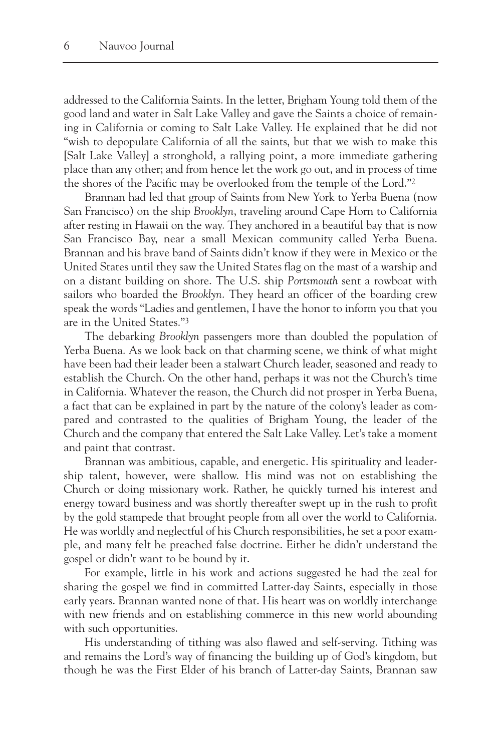addressed to the California Saints. In the letter, Brigham Young told them of the good land and water in Salt Lake Valley and gave the Saints a choice of remaining in California or coming to Salt Lake Valley. He explained that he did not "wish to depopulate California of all the saints, but that we wish to make this [Salt Lake Valley] a stronghold, a rallying point, a more immediate gathering place than any other; and from hence let the work go out, and in process of time the shores of the Pacific may be overlooked from the temple of the Lord."[2]

Brannan had led that group of Saints from New York to Yerba Buena (now San Francisco) on the ship *Brooklyn*, traveling around Cape Horn to California after resting in Hawaii on the way. They anchored in a beautiful bay that is now San Francisco Bay, near a small Mexican community called Yerba Buena. Brannan and his brave band of Saints didn't know if they were in Mexico or the United States until they saw the United States flag on the mast of a warship and on a distant building on shore. The U.S. ship *Portsmouth* sent a rowboat with sailors who boarded the *Brooklyn*. They heard an officer of the boarding crew speak the words "Ladies and gentlemen, I have the honor to inform you that you are in the United States."[3]

The debarking *Brooklyn* passengers more than doubled the population of Yerba Buena. As we look back on that charming scene, we think of what might have been had their leader been a stalwart Church leader, seasoned and ready to establish the Church. On the other hand, perhaps it was not the Church's time in California. Whatever the reason, the Church did not prosper in Yerba Buena, a fact that can be explained in part by the nature of the colony's leader as compared and contrasted to the qualities of Brigham Young, the leader of the Church and the company that entered the Salt Lake Valley. Let's take a moment and paint that contrast.

Brannan was ambitious, capable, and energetic. His spirituality and leadership talent, however, were shallow. His mind was not on establishing the Church or doing missionary work. Rather, he quickly turned his interest and energy toward business and was shortly thereafter swept up in the rush to profit by the gold stampede that brought people from all over the world to California. He was worldly and neglectful of his Church responsibilities, he set a poor example, and many felt he preached false doctrine. Either he didn't understand the gospel or didn't want to be bound by it.

For example, little in his work and actions suggested he had the zeal for sharing the gospel we find in committed Latter-day Saints, especially in those early years. Brannan wanted none of that. His heart was on worldly interchange with new friends and on establishing commerce in this new world abounding with such opportunities.

His understanding of tithing was also flawed and self-serving. Tithing was and remains the Lord's way of financing the building up of God's kingdom, but though he was the First Elder of his branch of Latter-day Saints, Brannan saw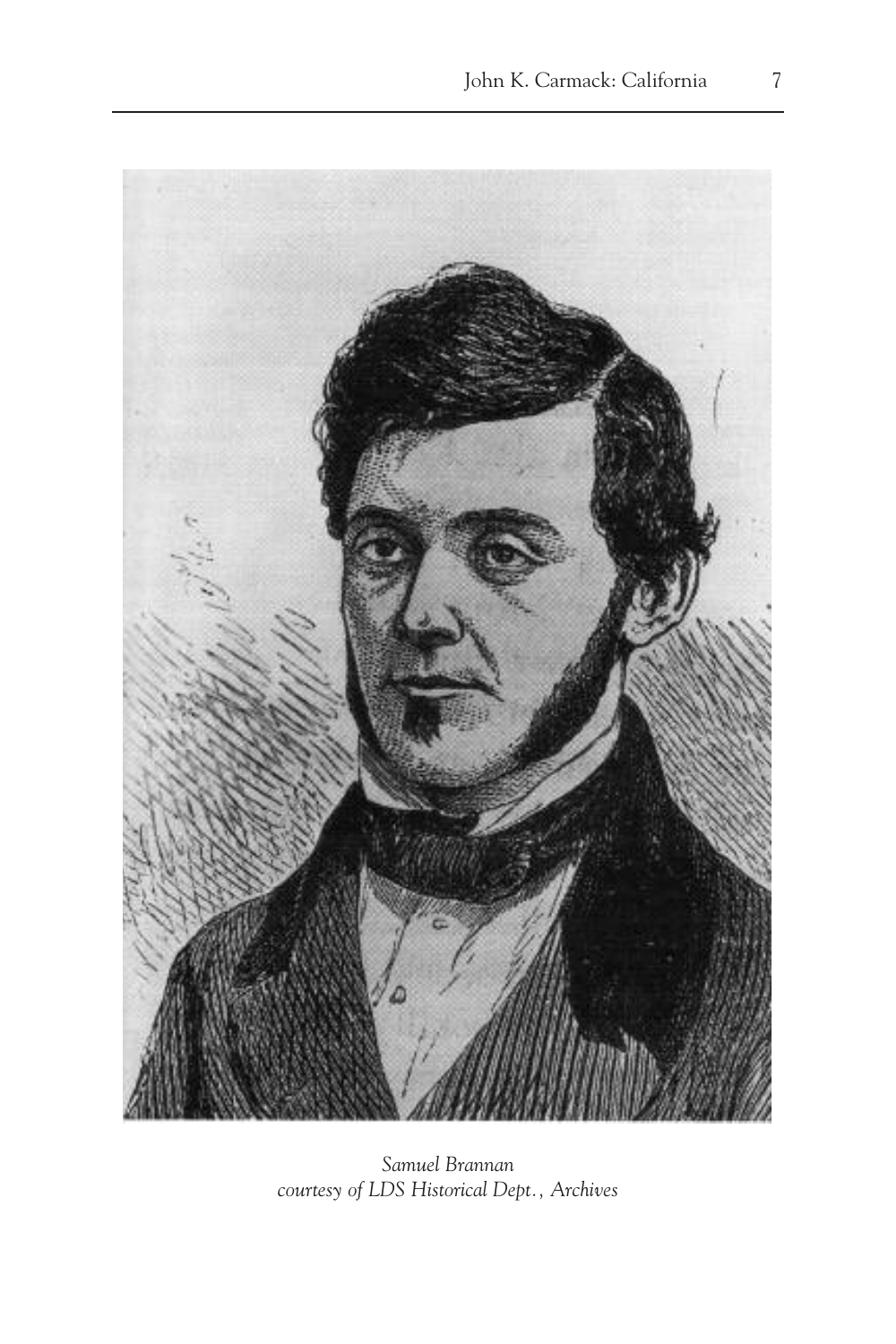*Samuel Brannan*
*courtesy of LDS Historical Dept., Archives*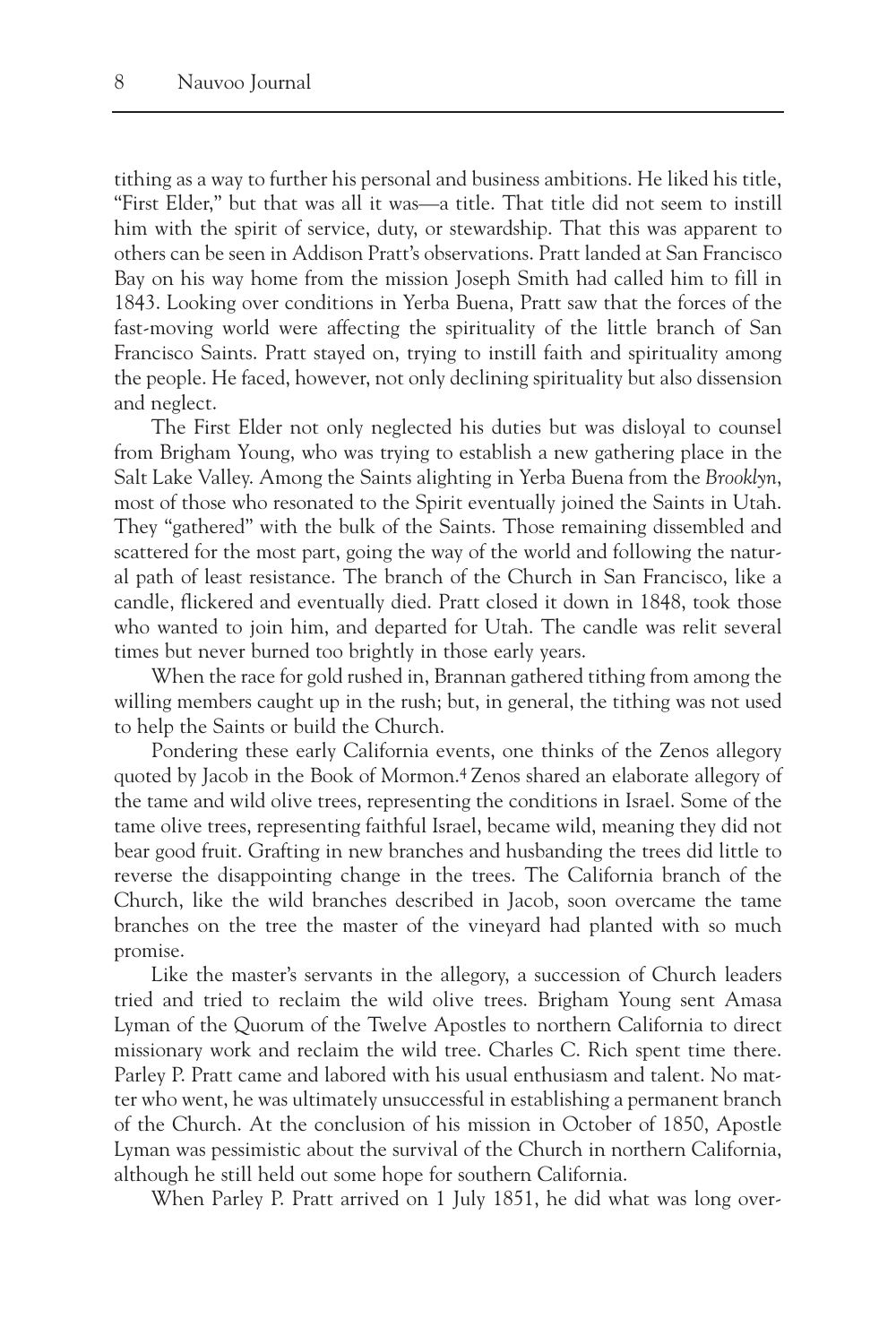tithing as a way to further his personal and business ambitions. He liked his title, "First Elder," but that was all it was—a title. That title did not seem to instill him with the spirit of service, duty, or stewardship. That this was apparent to others can be seen in Addison Pratt's observations. Pratt landed at San Francisco Bay on his way home from the mission Joseph Smith had called him to fill in 1843. Looking over conditions in Yerba Buena, Pratt saw that the forces of the fast-moving world were affecting the spirituality of the little branch of San Francisco Saints. Pratt stayed on, trying to instill faith and spirituality among the people. He faced, however, not only declining spirituality but also dissension and neglect.

The First Elder not only neglected his duties but was disloyal to counsel from Brigham Young, who was trying to establish a new gathering place in the Salt Lake Valley. Among the Saints alighting in Yerba Buena from the *Brooklyn*, most of those who resonated to the Spirit eventually joined the Saints in Utah. They "gathered" with the bulk of the Saints. Those remaining dissembled and scattered for the most part, going the way of the world and following the natural path of least resistance. The branch of the Church in San Francisco, like a candle, flickered and eventually died. Pratt closed it down in 1848, took those who wanted to join him, and departed for Utah. The candle was relit several times but never burned too brightly in those early years.

When the race for gold rushed in, Brannan gathered tithing from among the willing members caught up in the rush; but, in general, the tithing was not used to help the Saints or build the Church.

Pondering these early California events, one thinks of the Zenos allegory quoted by Jacob in the Book of Mormon.[4] Zenos shared an elaborate allegory of the tame and wild olive trees, representing the conditions in Israel. Some of the tame olive trees, representing faithful Israel, became wild, meaning they did not bear good fruit. Grafting in new branches and husbanding the trees did little to reverse the disappointing change in the trees. The California branch of the Church, like the wild branches described in Jacob, soon overcame the tame branches on the tree the master of the vineyard had planted with so much promise.

Like the master's servants in the allegory, a succession of Church leaders tried and tried to reclaim the wild olive trees. Brigham Young sent Amasa Lyman of the Quorum of the Twelve Apostles to northern California to direct missionary work and reclaim the wild tree. Charles C. Rich spent time there. Parley P. Pratt came and labored with his usual enthusiasm and talent. No matter who went, he was ultimately unsuccessful in establishing a permanent branch of the Church. At the conclusion of his mission in October of 1850, Apostle Lyman was pessimistic about the survival of the Church in northern California, although he still held out some hope for southern California.

When Parley P. Pratt arrived on 1 July 1851, he did what was long over-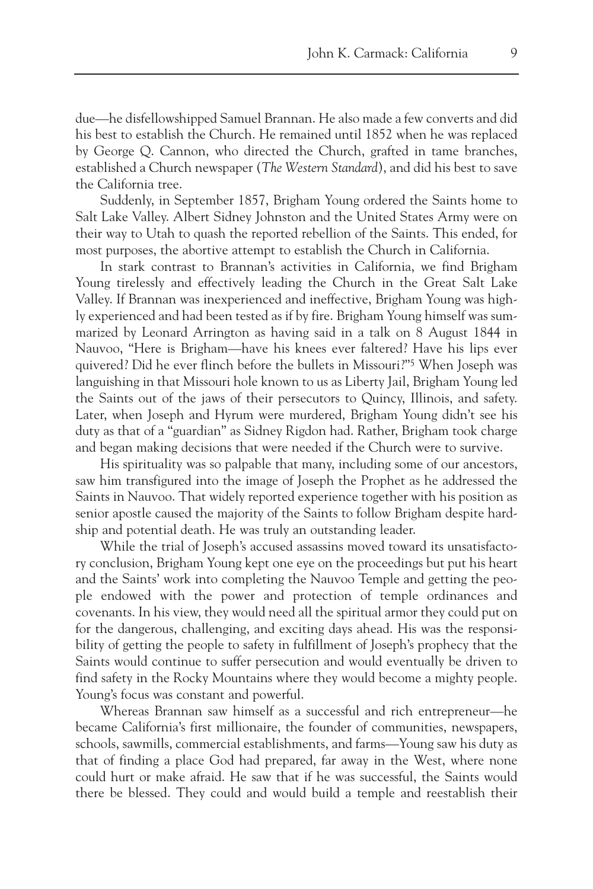due—he disfellowshipped Samuel Brannan. He also made a few converts and did his best to establish the Church. He remained until 1852 when he was replaced by George Q. Cannon, who directed the Church, grafted in tame branches, established a Church newspaper (*The Western Standard*), and did his best to save the California tree.

Suddenly, in September 1857, Brigham Young ordered the Saints home to Salt Lake Valley. Albert Sidney Johnston and the United States Army were on their way to Utah to quash the reported rebellion of the Saints. This ended, for most purposes, the abortive attempt to establish the Church in California.

In stark contrast to Brannan's activities in California, we find Brigham Young tirelessly and effectively leading the Church in the Great Salt Lake Valley. If Brannan was inexperienced and ineffective, Brigham Young was highly experienced and had been tested as if by fire. Brigham Young himself was summarized by Leonard Arrington as having said in a talk on 8 August 1844 in Nauvoo, "Here is Brigham—have his knees ever faltered? Have his lips ever quivered? Did he ever flinch before the bullets in Missouri?"[5] When Joseph was languishing in that Missouri hole known to us as Liberty Jail, Brigham Young led the Saints out of the jaws of their persecutors to Quincy, Illinois, and safety. Later, when Joseph and Hyrum were murdered, Brigham Young didn't see his duty as that of a "guardian" as Sidney Rigdon had. Rather, Brigham took charge and began making decisions that were needed if the Church were to survive.

His spirituality was so palpable that many, including some of our ancestors, saw him transfigured into the image of Joseph the Prophet as he addressed the Saints in Nauvoo. That widely reported experience together with his position as senior apostle caused the majority of the Saints to follow Brigham despite hardship and potential death. He was truly an outstanding leader.

While the trial of Joseph's accused assassins moved toward its unsatisfactory conclusion, Brigham Young kept one eye on the proceedings but put his heart and the Saints' work into completing the Nauvoo Temple and getting the people endowed with the power and protection of temple ordinances and covenants. In his view, they would need all the spiritual armor they could put on for the dangerous, challenging, and exciting days ahead. His was the responsibility of getting the people to safety in fulfillment of Joseph's prophecy that the Saints would continue to suffer persecution and would eventually be driven to find safety in the Rocky Mountains where they would become a mighty people. Young's focus was constant and powerful.

Whereas Brannan saw himself as a successful and rich entrepreneur—he became California's first millionaire, the founder of communities, newspapers, schools, sawmills, commercial establishments, and farms—Young saw his duty as that of finding a place God had prepared, far away in the West, where none could hurt or make afraid. He saw that if he was successful, the Saints would there be blessed. They could and would build a temple and reestablish their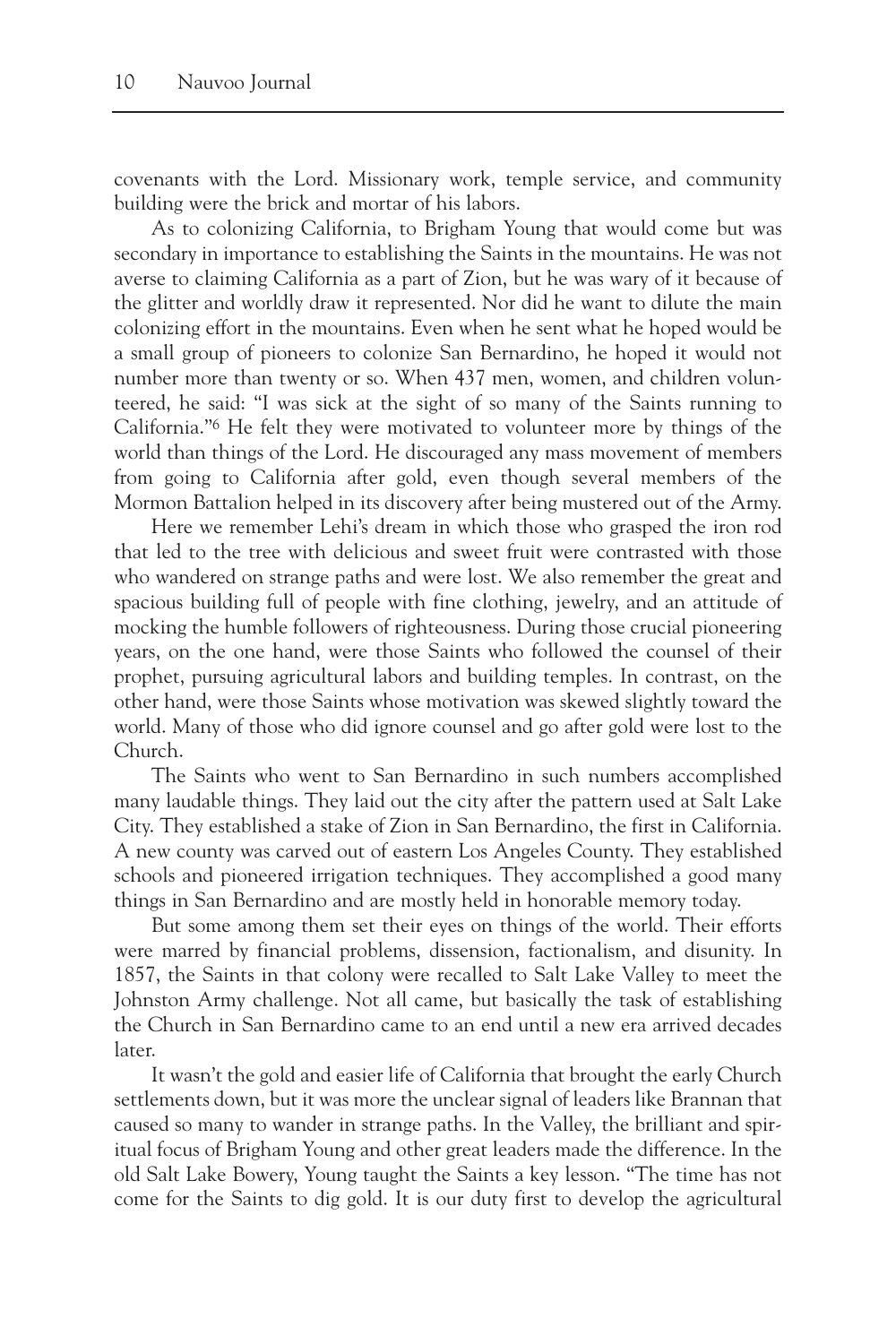covenants with the Lord. Missionary work, temple service, and community building were the brick and mortar of his labors.

As to colonizing California, to Brigham Young that would come but was secondary in importance to establishing the Saints in the mountains. He was not averse to claiming California as a part of Zion, but he was wary of it because of the glitter and worldly draw it represented. Nor did he want to dilute the main colonizing effort in the mountains. Even when he sent what he hoped would be a small group of pioneers to colonize San Bernardino, he hoped it would not number more than twenty or so. When 437 men, women, and children volunteered, he said: "I was sick at the sight of so many of the Saints running to California."[6] He felt they were motivated to volunteer more by things of the world than things of the Lord. He discouraged any mass movement of members from going to California after gold, even though several members of the Mormon Battalion helped in its discovery after being mustered out of the Army.

Here we remember Lehi's dream in which those who grasped the iron rod that led to the tree with delicious and sweet fruit were contrasted with those who wandered on strange paths and were lost. We also remember the great and spacious building full of people with fine clothing, jewelry, and an attitude of mocking the humble followers of righteousness. During those crucial pioneering years, on the one hand, were those Saints who followed the counsel of their prophet, pursuing agricultural labors and building temples. In contrast, on the other hand, were those Saints whose motivation was skewed slightly toward the world. Many of those who did ignore counsel and go after gold were lost to the Church.

The Saints who went to San Bernardino in such numbers accomplished many laudable things. They laid out the city after the pattern used at Salt Lake City. They established a stake of Zion in San Bernardino, the first in California. A new county was carved out of eastern Los Angeles County. They established schools and pioneered irrigation techniques. They accomplished a good many things in San Bernardino and are mostly held in honorable memory today.

But some among them set their eyes on things of the world. Their efforts were marred by financial problems, dissension, factionalism, and disunity. In 1857, the Saints in that colony were recalled to Salt Lake Valley to meet the Johnston Army challenge. Not all came, but basically the task of establishing the Church in San Bernardino came to an end until a new era arrived decades later.

It wasn't the gold and easier life of California that brought the early Church settlements down, but it was more the unclear signal of leaders like Brannan that caused so many to wander in strange paths. In the Valley, the brilliant and spiritual focus of Brigham Young and other great leaders made the difference. In the old Salt Lake Bowery, Young taught the Saints a key lesson. "The time has not come for the Saints to dig gold. It is our duty first to develop the agricultural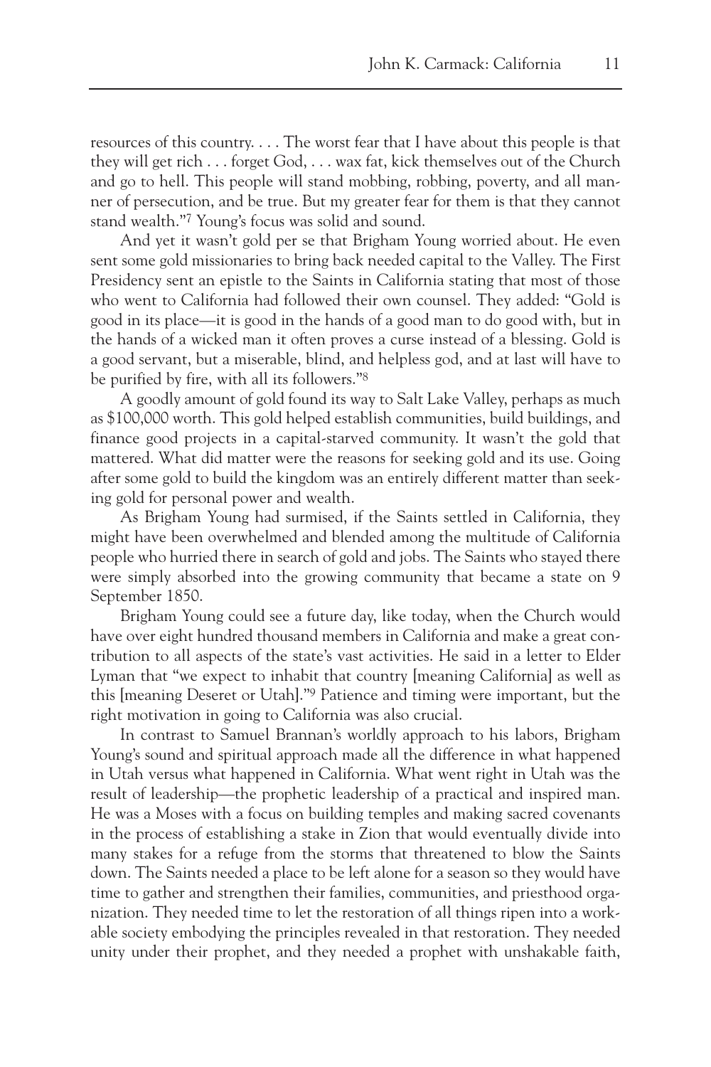resources of this country. . . . The worst fear that I have about this people is that they will get rich . . . forget God, . . . wax fat, kick themselves out of the Church and go to hell. This people will stand mobbing, robbing, poverty, and all manner of persecution, and be true. But my greater fear for them is that they cannot stand wealth."[7] Young's focus was solid and sound.

And yet it wasn't gold per se that Brigham Young worried about. He even sent some gold missionaries to bring back needed capital to the Valley. The First Presidency sent an epistle to the Saints in California stating that most of those who went to California had followed their own counsel. They added: "Gold is good in its place—it is good in the hands of a good man to do good with, but in the hands of a wicked man it often proves a curse instead of a blessing. Gold is a good servant, but a miserable, blind, and helpless god, and at last will have to be purified by fire, with all its followers."[8]

A goodly amount of gold found its way to Salt Lake Valley, perhaps as much as $100,000 worth. This gold helped establish communities, build buildings, and finance good projects in a capital-starved community. It wasn't the gold that mattered. What did matter were the reasons for seeking gold and its use. Going after some gold to build the kingdom was an entirely different matter than seeking gold for personal power and wealth.

As Brigham Young had surmised, if the Saints settled in California, they might have been overwhelmed and blended among the multitude of California people who hurried there in search of gold and jobs. The Saints who stayed there were simply absorbed into the growing community that became a state on 9 September 1850.

Brigham Young could see a future day, like today, when the Church would have over eight hundred thousand members in California and make a great contribution to all aspects of the state's vast activities. He said in a letter to Elder Lyman that "we expect to inhabit that country [meaning California] as well as this [meaning Deseret or Utah]."[9] Patience and timing were important, but the right motivation in going to California was also crucial.

In contrast to Samuel Brannan's worldly approach to his labors, Brigham Young's sound and spiritual approach made all the difference in what happened in Utah versus what happened in California. What went right in Utah was the result of leadership—the prophetic leadership of a practical and inspired man. He was a Moses with a focus on building temples and making sacred covenants in the process of establishing a stake in Zion that would eventually divide into many stakes for a refuge from the storms that threatened to blow the Saints down. The Saints needed a place to be left alone for a season so they would have time to gather and strengthen their families, communities, and priesthood organization. They needed time to let the restoration of all things ripen into a workable society embodying the principles revealed in that restoration. They needed unity under their prophet, and they needed a prophet with unshakable faith,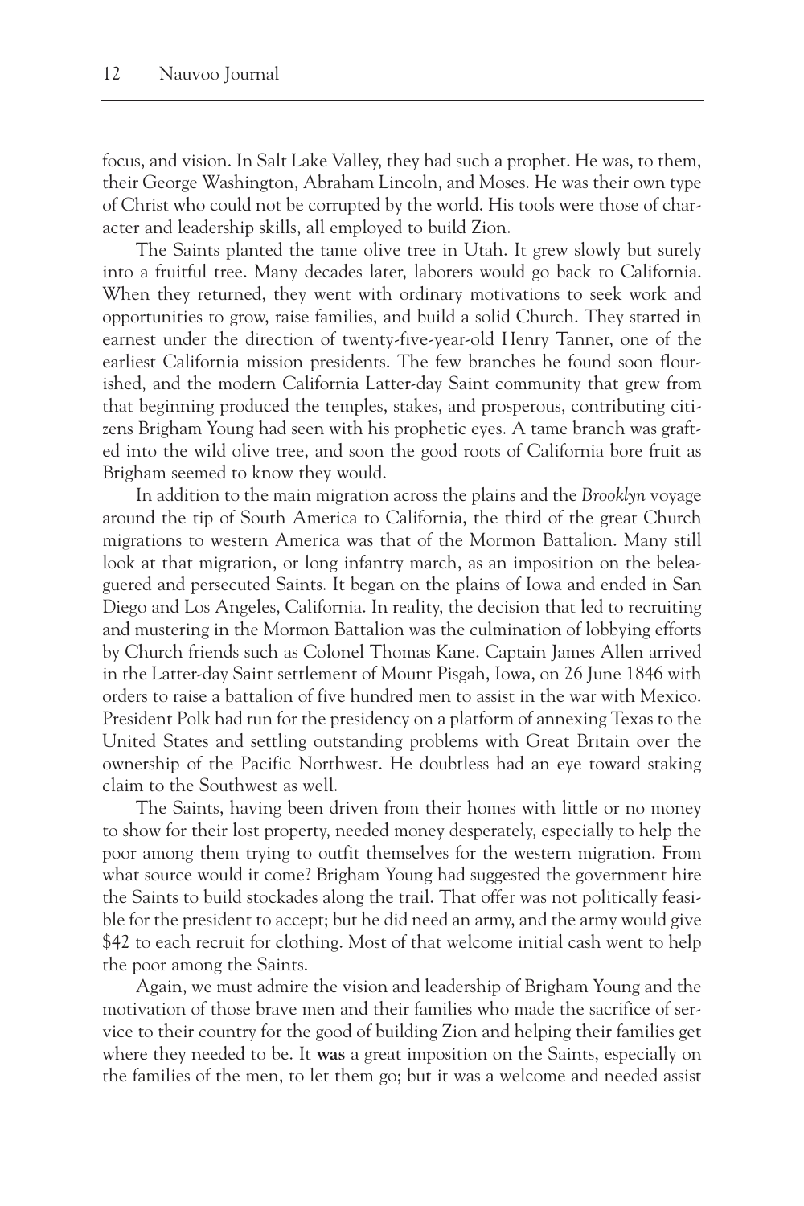focus, and vision. In Salt Lake Valley, they had such a prophet. He was, to them, their George Washington, Abraham Lincoln, and Moses. He was their own type of Christ who could not be corrupted by the world. His tools were those of character and leadership skills, all employed to build Zion.

The Saints planted the tame olive tree in Utah. It grew slowly but surely into a fruitful tree. Many decades later, laborers would go back to California. When they returned, they went with ordinary motivations to seek work and opportunities to grow, raise families, and build a solid Church. They started in earnest under the direction of twenty-five-year-old Henry Tanner, one of the earliest California mission presidents. The few branches he found soon flourished, and the modern California Latter-day Saint community that grew from that beginning produced the temples, stakes, and prosperous, contributing citizens Brigham Young had seen with his prophetic eyes. A tame branch was grafted into the wild olive tree, and soon the good roots of California bore fruit as Brigham seemed to know they would.

In addition to the main migration across the plains and the *Brooklyn* voyage around the tip of South America to California, the third of the great Church migrations to western America was that of the Mormon Battalion. Many still look at that migration, or long infantry march, as an imposition on the beleaguered and persecuted Saints. It began on the plains of Iowa and ended in San Diego and Los Angeles, California. In reality, the decision that led to recruiting and mustering in the Mormon Battalion was the culmination of lobbying efforts by Church friends such as Colonel Thomas Kane. Captain James Allen arrived in the Latter-day Saint settlement of Mount Pisgah, Iowa, on 26 June 1846 with orders to raise a battalion of five hundred men to assist in the war with Mexico. President Polk had run for the presidency on a platform of annexing Texas to the United States and settling outstanding problems with Great Britain over the ownership of the Pacific Northwest. He doubtless had an eye toward staking claim to the Southwest as well.

The Saints, having been driven from their homes with little or no money to show for their lost property, needed money desperately, especially to help the poor among them trying to outfit themselves for the western migration. From what source would it come? Brigham Young had suggested the government hire the Saints to build stockades along the trail. That offer was not politically feasible for the president to accept; but he did need an army, and the army would give $42 to each recruit for clothing. Most of that welcome initial cash went to help the poor among the Saints.

Again, we must admire the vision and leadership of Brigham Young and the motivation of those brave men and their families who made the sacrifice of service to their country for the good of building Zion and helping their families get where they needed to be. It **was** a great imposition on the Saints, especially on the families of the men, to let them go; but it was a welcome and needed assist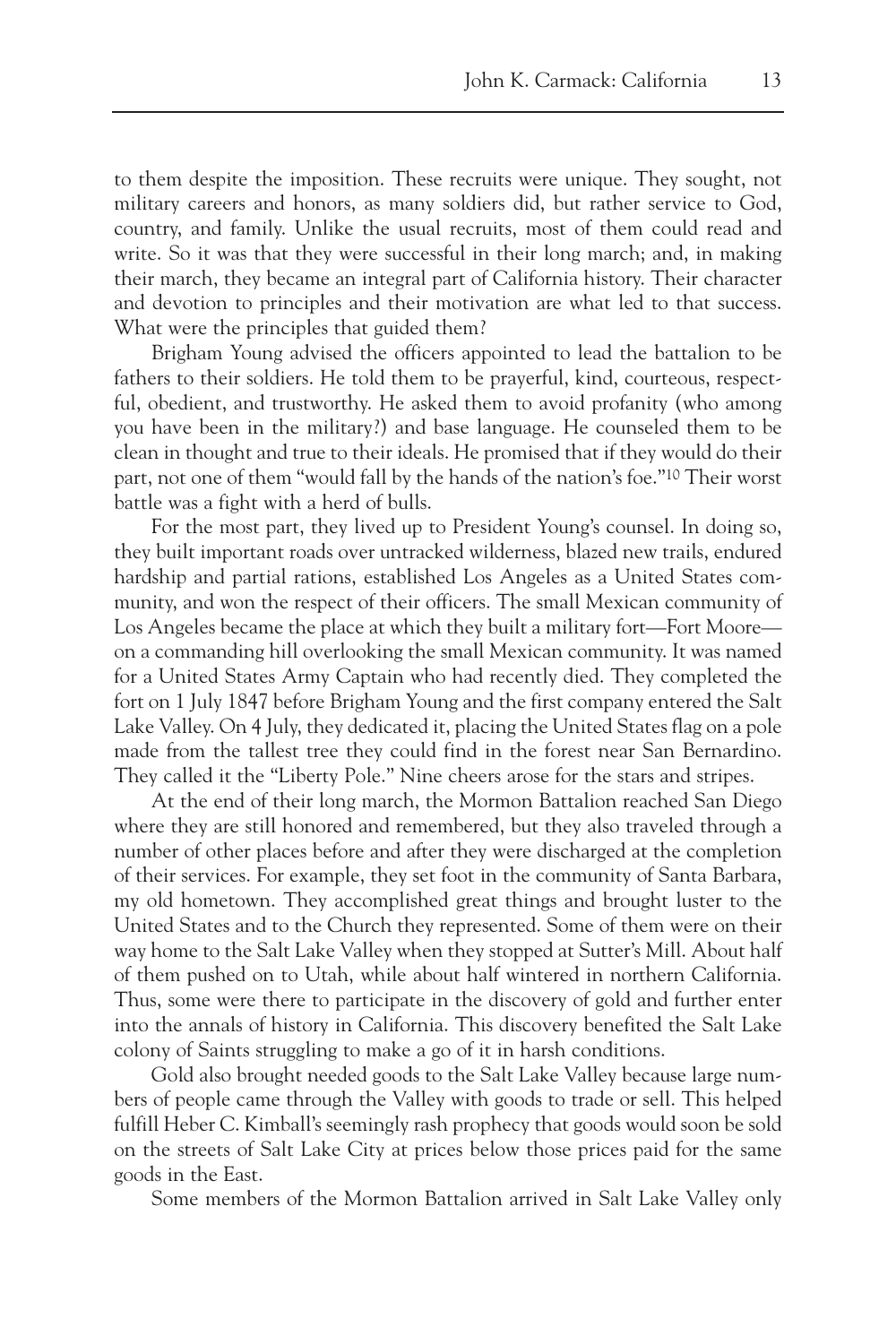to them despite the imposition. These recruits were unique. They sought, not military careers and honors, as many soldiers did, but rather service to God, country, and family. Unlike the usual recruits, most of them could read and write. So it was that they were successful in their long march; and, in making their march, they became an integral part of California history. Their character and devotion to principles and their motivation are what led to that success. What were the principles that guided them?

Brigham Young advised the officers appointed to lead the battalion to be fathers to their soldiers. He told them to be prayerful, kind, courteous, respectful, obedient, and trustworthy. He asked them to avoid profanity (who among you have been in the military?) and base language. He counseled them to be clean in thought and true to their ideals. He promised that if they would do their part, not one of them "would fall by the hands of the nation's foe."[10] Their worst battle was a fight with a herd of bulls.

For the most part, they lived up to President Young's counsel. In doing so, they built important roads over untracked wilderness, blazed new trails, endured hardship and partial rations, established Los Angeles as a United States community, and won the respect of their officers. The small Mexican community of Los Angeles became the place at which they built a military fort—Fort Moore—on a commanding hill overlooking the small Mexican community. It was named for a United States Army Captain who had recently died. They completed the fort on 1 July 1847 before Brigham Young and the first company entered the Salt Lake Valley. On 4 July, they dedicated it, placing the United States flag on a pole made from the tallest tree they could find in the forest near San Bernardino. They called it the "Liberty Pole." Nine cheers arose for the stars and stripes.

At the end of their long march, the Mormon Battalion reached San Diego where they are still honored and remembered, but they also traveled through a number of other places before and after they were discharged at the completion of their services. For example, they set foot in the community of Santa Barbara, my old hometown. They accomplished great things and brought luster to the United States and to the Church they represented. Some of them were on their way home to the Salt Lake Valley when they stopped at Sutter's Mill. About half of them pushed on to Utah, while about half wintered in northern California. Thus, some were there to participate in the discovery of gold and further enter into the annals of history in California. This discovery benefited the Salt Lake colony of Saints struggling to make a go of it in harsh conditions.

Gold also brought needed goods to the Salt Lake Valley because large numbers of people came through the Valley with goods to trade or sell. This helped fulfill Heber C. Kimball's seemingly rash prophecy that goods would soon be sold on the streets of Salt Lake City at prices below those prices paid for the same goods in the East.

Some members of the Mormon Battalion arrived in Salt Lake Valley only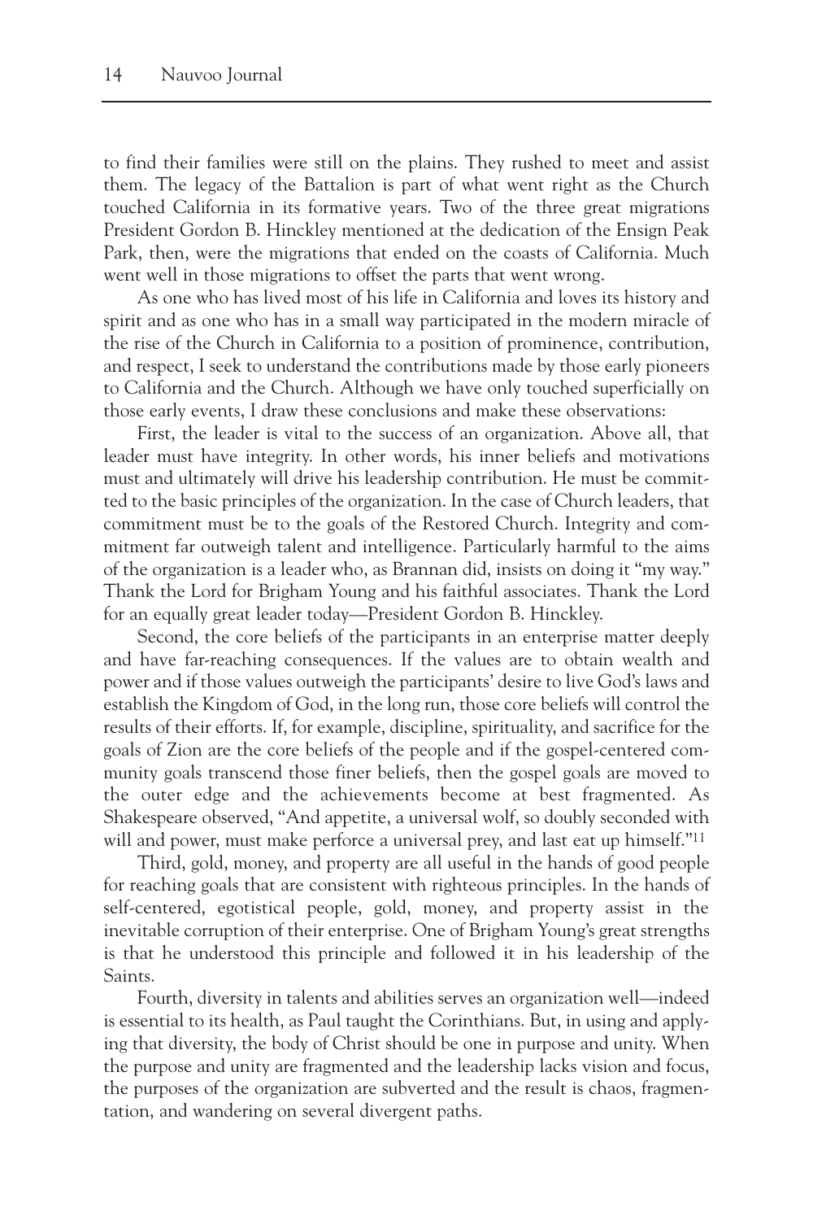to find their families were still on the plains. They rushed to meet and assist them. The legacy of the Battalion is part of what went right as the Church touched California in its formative years. Two of the three great migrations President Gordon B. Hinckley mentioned at the dedication of the Ensign Peak Park, then, were the migrations that ended on the coasts of California. Much went well in those migrations to offset the parts that went wrong.

As one who has lived most of his life in California and loves its history and spirit and as one who has in a small way participated in the modern miracle of the rise of the Church in California to a position of prominence, contribution, and respect, I seek to understand the contributions made by those early pioneers to California and the Church. Although we have only touched superficially on those early events, I draw these conclusions and make these observations:

First, the leader is vital to the success of an organization. Above all, that leader must have integrity. In other words, his inner beliefs and motivations must and ultimately will drive his leadership contribution. He must be committed to the basic principles of the organization. In the case of Church leaders, that commitment must be to the goals of the Restored Church. Integrity and commitment far outweigh talent and intelligence. Particularly harmful to the aims of the organization is a leader who, as Brannan did, insists on doing it "my way." Thank the Lord for Brigham Young and his faithful associates. Thank the Lord for an equally great leader today—President Gordon B. Hinckley.

Second, the core beliefs of the participants in an enterprise matter deeply and have far-reaching consequences. If the values are to obtain wealth and power and if those values outweigh the participants' desire to live God's laws and establish the Kingdom of God, in the long run, those core beliefs will control the results of their efforts. If, for example, discipline, spirituality, and sacrifice for the goals of Zion are the core beliefs of the people and if the gospel-centered community goals transcend those finer beliefs, then the gospel goals are moved to the outer edge and the achievements become at best fragmented. As Shakespeare observed, "And appetite, a universal wolf, so doubly seconded with will and power, must make perforce a universal prey, and last eat up himself."[11]

Third, gold, money, and property are all useful in the hands of good people for reaching goals that are consistent with righteous principles. In the hands of self-centered, egotistical people, gold, money, and property assist in the inevitable corruption of their enterprise. One of Brigham Young's great strengths is that he understood this principle and followed it in his leadership of the Saints.

Fourth, diversity in talents and abilities serves an organization well—indeed is essential to its health, as Paul taught the Corinthians. But, in using and applying that diversity, the body of Christ should be one in purpose and unity. When the purpose and unity are fragmented and the leadership lacks vision and focus, the purposes of the organization are subverted and the result is chaos, fragmentation, and wandering on several divergent paths.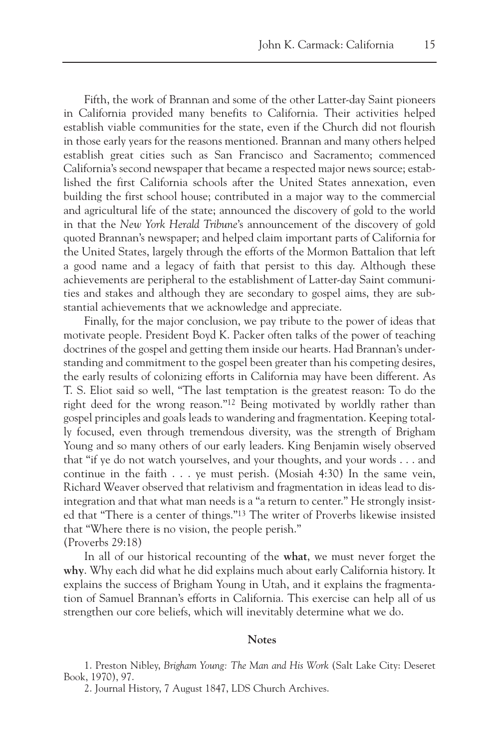Fifth, the work of Brannan and some of the other Latter-day Saint pioneers in California provided many benefits to California. Their activities helped establish viable communities for the state, even if the Church did not flourish in those early years for the reasons mentioned. Brannan and many others helped establish great cities such as San Francisco and Sacramento; commenced California's second newspaper that became a respected major news source; established the first California schools after the United States annexation, even building the first school house; contributed in a major way to the commercial and agricultural life of the state; announced the discovery of gold to the world in that the *New York Herald Tribune*'s announcement of the discovery of gold quoted Brannan's newspaper; and helped claim important parts of California for the United States, largely through the efforts of the Mormon Battalion that left a good name and a legacy of faith that persist to this day. Although these achievements are peripheral to the establishment of Latter-day Saint communities and stakes and although they are secondary to gospel aims, they are substantial achievements that we acknowledge and appreciate.

Finally, for the major conclusion, we pay tribute to the power of ideas that motivate people. President Boyd K. Packer often talks of the power of teaching doctrines of the gospel and getting them inside our hearts. Had Brannan's understanding and commitment to the gospel been greater than his competing desires, the early results of colonizing efforts in California may have been different. As T. S. Eliot said so well, "The last temptation is the greatest reason: To do the right deed for the wrong reason."[12] Being motivated by worldly rather than gospel principles and goals leads to wandering and fragmentation. Keeping totally focused, even through tremendous diversity, was the strength of Brigham Young and so many others of our early leaders. King Benjamin wisely observed that "if ye do not watch yourselves, and your thoughts, and your words . . . and continue in the faith . . . ye must perish. (Mosiah 4:30) In the same vein, Richard Weaver observed that relativism and fragmentation in ideas lead to disintegration and that what man needs is a "a return to center." He strongly insisted that "There is a center of things."[13] The writer of Proverbs likewise insisted that "Where there is no vision, the people perish."
(Proverbs 29:18)

In all of our historical recounting of the **what**, we must never forget the **why**. Why each did what he did explains much about early California history. It explains the success of Brigham Young in Utah, and it explains the fragmentation of Samuel Brannan's efforts in California. This exercise can help all of us strengthen our core beliefs, which will inevitably determine what we do.

## Notes

1. Preston Nibley, *Brigham Young: The Man and His Work* (Salt Lake City: Deseret Book, 1970), 97.

2. Journal History, 7 August 1847, LDS Church Archives.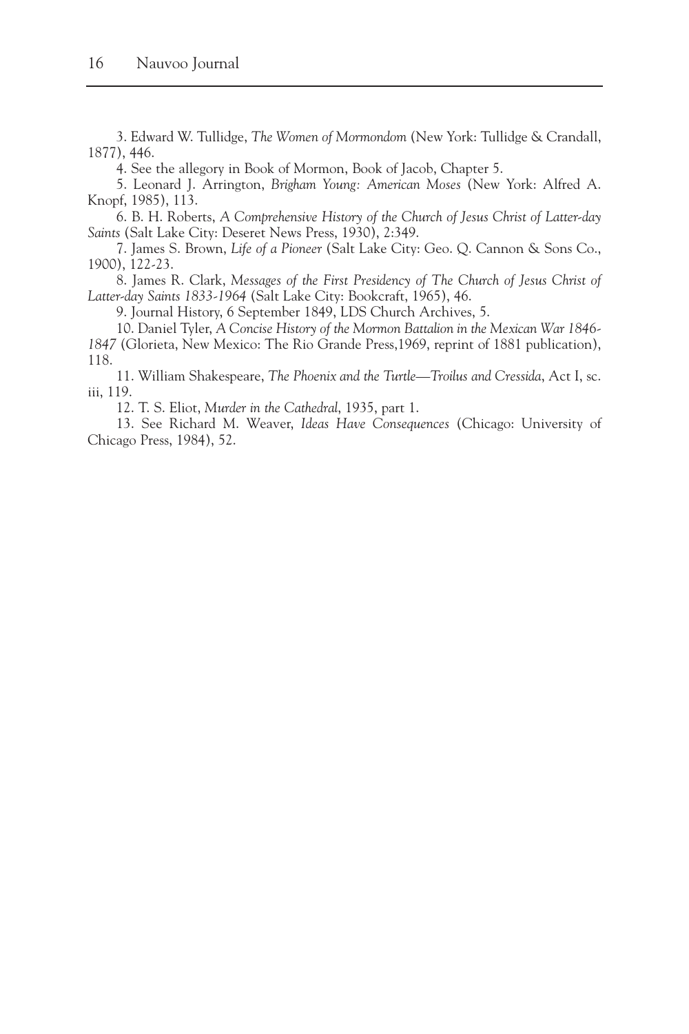3. Edward W. Tullidge, *The Women of Mormondom* (New York: Tullidge & Crandall, 1877), 446.

4. See the allegory in Book of Mormon, Book of Jacob, Chapter 5.

5. Leonard J. Arrington, *Brigham Young: American Moses* (New York: Alfred A. Knopf, 1985), 113.

6. B. H. Roberts, *A Comprehensive History of the Church of Jesus Christ of Latter-day Saints* (Salt Lake City: Deseret News Press, 1930), 2:349.

7. James S. Brown, *Life of a Pioneer* (Salt Lake City: Geo. Q. Cannon & Sons Co., 1900), 122-23.

8. James R. Clark, *Messages of the First Presidency of The Church of Jesus Christ of Latter-day Saints 1833-1964* (Salt Lake City: Bookcraft, 1965), 46.

9. Journal History, 6 September 1849, LDS Church Archives, 5.

10. Daniel Tyler, *A Concise History of the Mormon Battalion in the Mexican War 1846-1847* (Glorieta, New Mexico: The Rio Grande Press,1969, reprint of 1881 publication), 118.

11. William Shakespeare, *The Phoenix and the Turtle—Troilus and Cressida*, Act I, sc. iii, 119.

12. T. S. Eliot, *Murder in the Cathedral*, 1935, part 1.

13. See Richard M. Weaver, *Ideas Have Consequences* (Chicago: University of Chicago Press, 1984), 52.